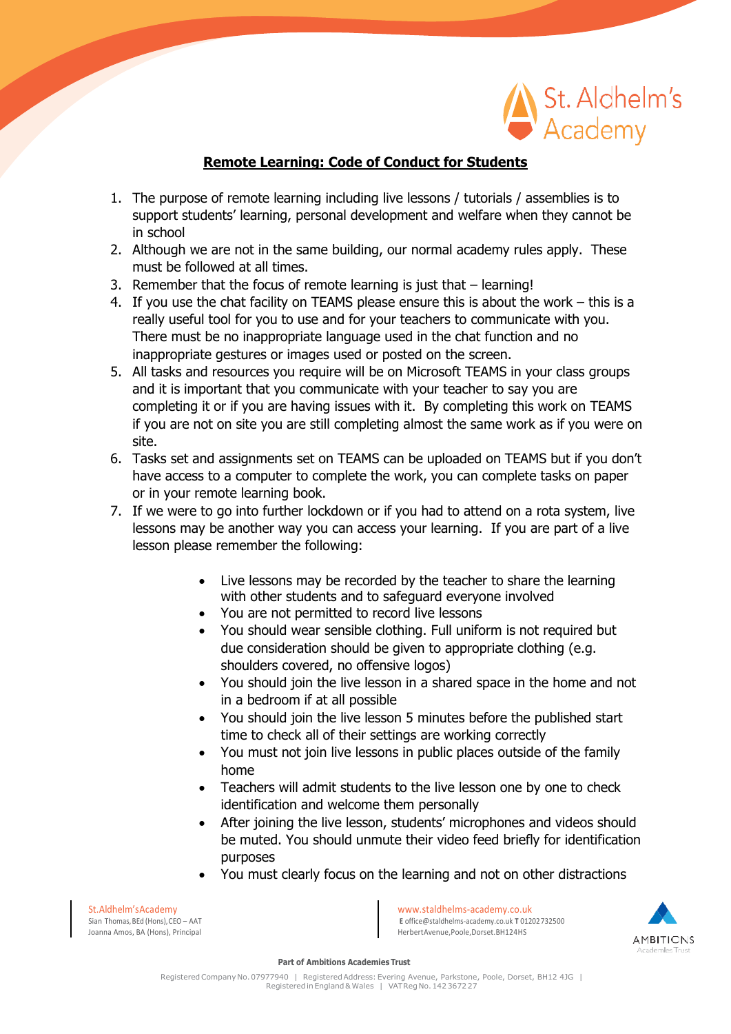## Remote Learning: Code of Conduct for Students

1. The purpose of remote learning including live lessons / tutorials / assemblies is to support students' learning, personal development and welfare when they cannot be in school
2. Although we are not in the same building, our normal academy rules apply. These must be followed at all times.
3. Remember that the focus of remote learning is just that – learning!
4. If you use the chat facility on TEAMS please ensure this is about the work – this is a really useful tool for you to use and for your teachers to communicate with you. There must be no inappropriate language used in the chat function and no inappropriate gestures or images used or posted on the screen.
5. All tasks and resources you require will be on Microsoft TEAMS in your class groups and it is important that you communicate with your teacher to say you are completing it or if you are having issues with it. By completing this work on TEAMS if you are not on site you are still completing almost the same work as if you were on site.
6. Tasks set and assignments set on TEAMS can be uploaded on TEAMS but if you don't have access to a computer to complete the work, you can complete tasks on paper or in your remote learning book.
7. If we were to go into further lockdown or if you had to attend on a rota system, live lessons may be another way you can access your learning. If you are part of a live lesson please remember the following:

    - Live lessons may be recorded by the teacher to share the learning with other students and to safeguard everyone involved
    - You are not permitted to record live lessons
    - You should wear sensible clothing. Full uniform is not required but due consideration should be given to appropriate clothing (e.g. shoulders covered, no offensive logos)
    - You should join the live lesson in a shared space in the home and not in a bedroom if at all possible
    - You should join the live lesson 5 minutes before the published start time to check all of their settings are working correctly
    - You must not join live lessons in public places outside of the family home
    - Teachers will admit students to the live lesson one by one to check identification and welcome them personally
    - After joining the live lesson, students' microphones and videos should be muted. You should unmute their video feed briefly for identification purposes
    - You must clearly focus on the learning and not on other distractions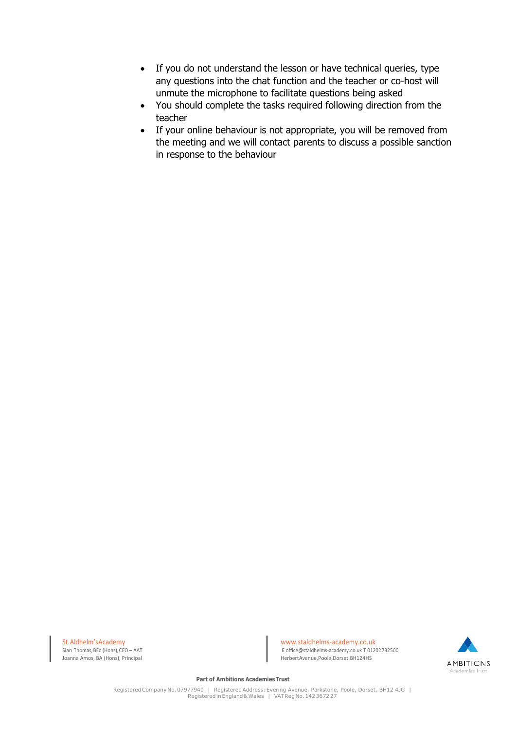- If you do not understand the lesson or have technical queries, type any questions into the chat function and the teacher or co-host will unmute the microphone to facilitate questions being asked
- You should complete the tasks required following direction from the teacher
- If your online behaviour is not appropriate, you will be removed from the meeting and we will contact parents to discuss a possible sanction in response to the behaviour